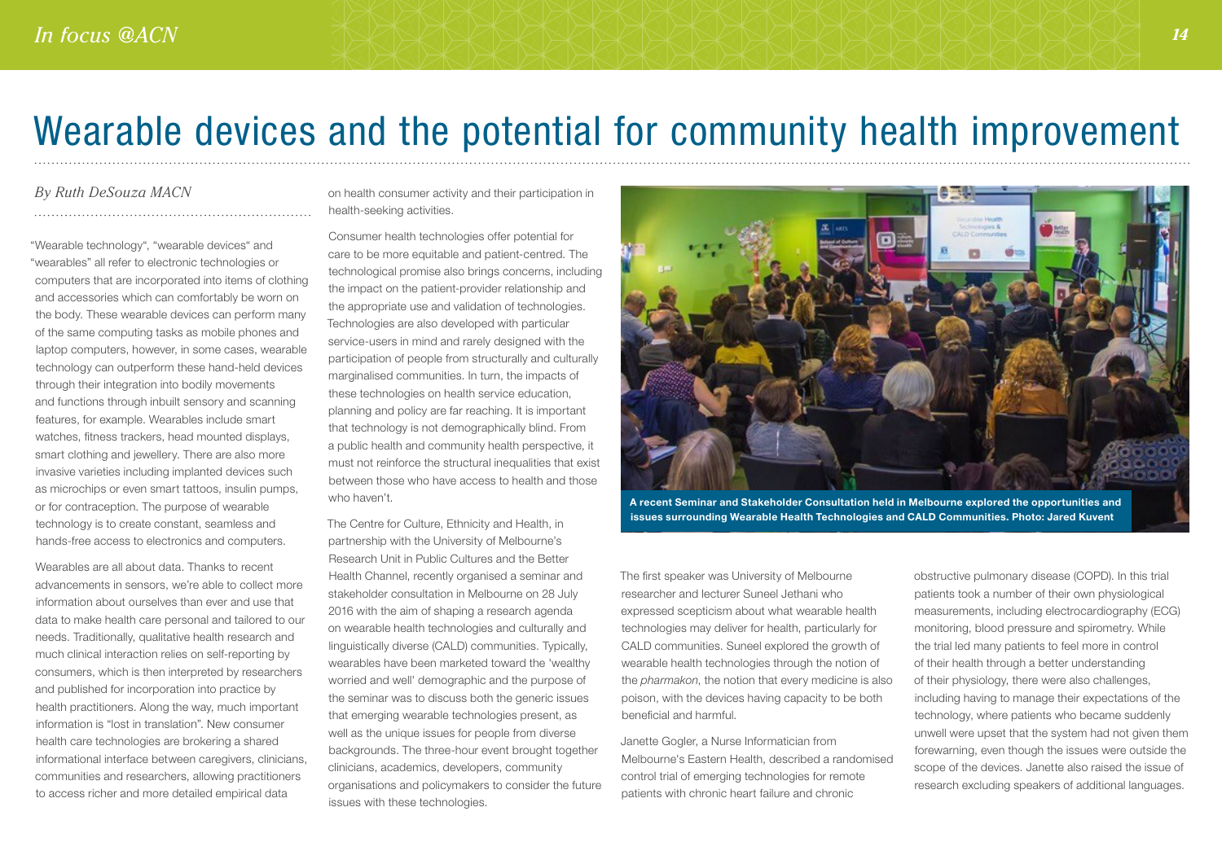# Wearable devices and the potential for community health improvement

*By Ruth DeSouza MACN*

"Wearable technology", "wearable devices" and "wearables" all refer to electronic technologies or computers that are incorporated into items of clothing and accessories which can comfortably be worn on the body. These wearable devices can perform many of the same computing tasks as mobile phones and laptop computers, however, in some cases, wearable technology can outperform these hand-held devices through their integration into bodily movements and functions through inbuilt sensory and scanning features, for example. Wearables include smart watches, fitness trackers, head mounted displays, smart clothing and jewellery. There are also more invasive varieties including implanted devices such as microchips or even smart tattoos, insulin pumps, or for contraception. The purpose of wearable technology is to create constant, seamless and hands-free access to electronics and computers.

Wearables are all about data. Thanks to recent advancements in sensors, we're able to collect more information about ourselves than ever and use that data to make health care personal and tailored to our needs. Traditionally, qualitative health research and much clinical interaction relies on self-reporting by consumers, which is then interpreted by researchers and published for incorporation into practice by health practitioners. Along the way, much important information is "lost in translation". New consumer health care technologies are brokering a shared informational interface between caregivers, clinicians, communities and researchers, allowing practitioners to access richer and more detailed empirical data on health consumer activity and their participation in health-seeking activities.

Consumer health technologies offer potential for care to be more equitable and patient-centred. The technological promise also brings concerns, including the impact on the patient-provider relationship and the appropriate use and validation of technologies. Technologies are also developed with particular service-users in mind and rarely designed with the participation of people from structurally and culturally marginalised communities. In turn, the impacts of these technologies on health service education, planning and policy are far reaching. It is important that technology is not demographically blind. From a public health and community health perspective, it must not reinforce the structural inequalities that exist between those who have access to health and those who haven't.

The Centre for Culture, Ethnicity and Health, in partnership with the University of Melbourne's Research Unit in Public Cultures and the Better Health Channel, recently organised a seminar and stakeholder consultation in Melbourne on 28 July 2016 with the aim of shaping a research agenda on wearable health technologies and culturally and linguistically diverse (CALD) communities. Typically, wearables have been marketed toward the 'wealthy worried and well' demographic and the purpose of the seminar was to discuss both the generic issues that emerging wearable technologies present, as well as the unique issues for people from diverse backgrounds. The three-hour event brought together clinicians, academics, developers, community organisations and policymakers to consider the future issues with these technologies.

**A recent Seminar and Stakeholder Consultation held in Melbourne explored the opportunities and issues surrounding Wearable Health Technologies and CALD Communities. Photo: Jared Kuvent**

The first speaker was University of Melbourne researcher and lecturer Suneel Jethani who expressed scepticism about what wearable health technologies may deliver for health, particularly for CALD communities. Suneel explored the growth of wearable health technologies through the notion of the *pharmakon*, the notion that every medicine is also poison, with the devices having capacity to be both beneficial and harmful.

Janette Gogler, a Nurse Informatician from Melbourne's Eastern Health, described a randomised control trial of emerging technologies for remote patients with chronic heart failure and chronic obstructive pulmonary disease (COPD). In this trial patients took a number of their own physiological measurements, including electrocardiography (ECG) monitoring, blood pressure and spirometry. While the trial led many patients to feel more in control of their health through a better understanding of their physiology, there were also challenges, including having to manage their expectations of the technology, where patients who became suddenly unwell were upset that the system had not given them forewarning, even though the issues were outside the scope of the devices. Janette also raised the issue of research excluding speakers of additional languages.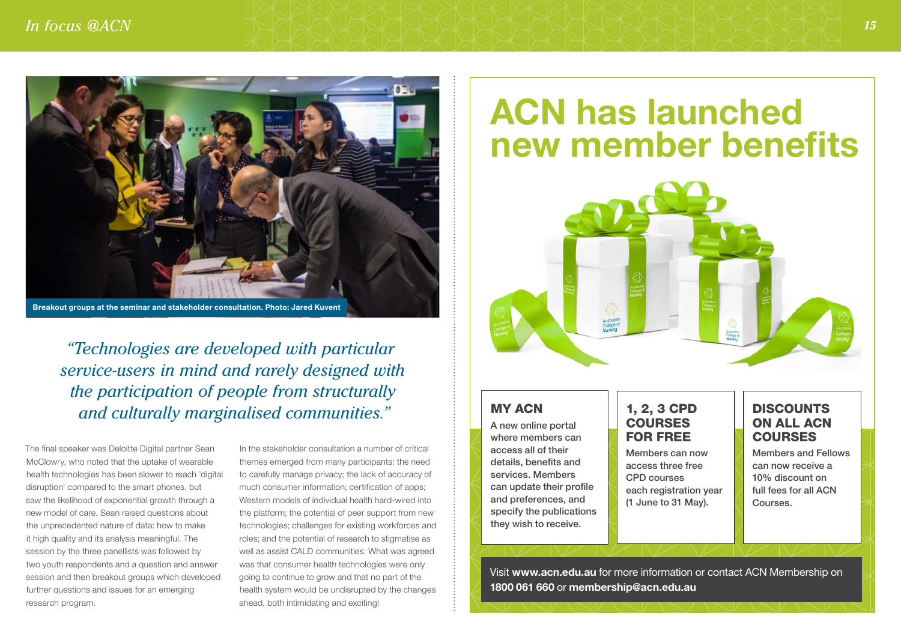Breakout groups at the seminar and stakeholder consultation. Photo: Jared Kuvent

*"Technologies are developed with particular service-users in mind and rarely designed with the participation of people from structurally and culturally marginalised communities."*

The final speaker was Deloitte Digital partner Sean McClowry, who noted that the uptake of wearable health technologies has been slower to reach 'digital disruption' compared to the smart phones, but saw the likelihood of exponential growth through a new model of care. Sean raised questions about the unprecedented nature of data: how to make it high quality and its analysis meaningful. The session by the three panellists was followed by two youth respondents and a question and answer session and then breakout groups which developed further questions and issues for an emerging research program.

In the stakeholder consultation a number of critical themes emerged from many participants: the need to carefully manage privacy; the lack of accuracy of much consumer information; certification of apps; Western models of individual health hard-wired into the platform; the potential of peer support from new technologies; challenges for existing workforces and roles; and the potential of research to stigmatise as well as assist CALD communities. What was agreed was that consumer health technologies were only going to continue to grow and that no part of the health system would be undisrupted by the changes ahead, both intimidating and exciting!

# ACN has launched new member benefits

## MY ACN

A new online portal where members can access all of their details, benefits and services. Members can update their profile and preferences, and specify the publications they wish to receive.

## 1, 2, 3 CPD COURSES FOR FREE

Members can now access three free CPD courses each registration year (1 June to 31 May).

## DISCOUNTS ON ALL ACN COURSES

Members and Fellows can now receive a 10% discount on full fees for all ACN Courses.

Visit **www.acn.edu.au** for more information or contact ACN Membership on **1800 061 660** or **membership@acn.edu.au**